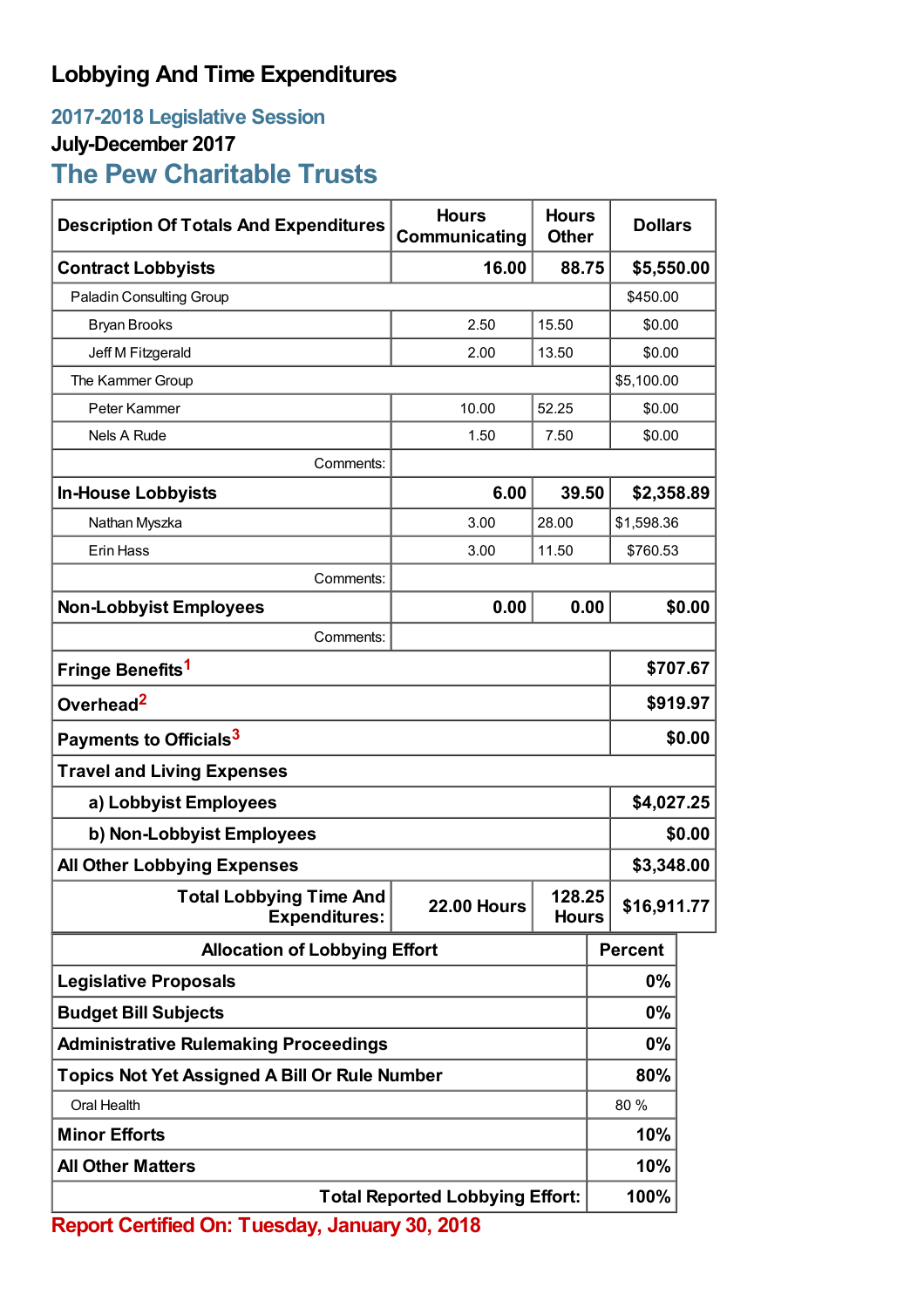# Lobbying And Time Expenditures

## 2017-2018 Legislative Session

### July-December 2017

## The Pew Charitable Trusts

| Description Of Totals And Expenditures | Hours Communicating | Hours Other | Dollars |
|---|---|---|---|
| **Contract Lobbyists** | **16.00** | **88.75** | **$5,550.00** |
| Paladin Consulting Group | | | $450.00 |
| Bryan Brooks | 2.50 | 15.50 | $0.00 |
| Jeff M Fitzgerald | 2.00 | 13.50 | $0.00 |
| The Kammer Group | | | $5,100.00 |
| Peter Kammer | 10.00 | 52.25 | $0.00 |
| Nels A Rude | 1.50 | 7.50 | $0.00 |
| Comments: | | | |
| **In-House Lobbyists** | **6.00** | **39.50** | **$2,358.89** |
| Nathan Myszka | 3.00 | 28.00 | $1,598.36 |
| Erin Hass | 3.00 | 11.50 | $760.53 |
| Comments: | | | |
| **Non-Lobbyist Employees** | **0.00** | **0.00** | **$0.00** |
| Comments: | | | |
| **Fringe Benefits**[1] | | | **$707.67** |
| **Overhead**[2] | | | **$919.97** |
| **Payments to Officials**[3] | | | **$0.00** |
| **Travel and Living Expenses** | | | |
| **a) Lobbyist Employees** | | | **$4,027.25** |
| **b) Non-Lobbyist Employees** | | | **$0.00** |
| **All Other Lobbying Expenses** | | | **$3,348.00** |
| **Total Lobbying Time And Expenditures:** | **22.00 Hours** | **128.25 Hours** | **$16,911.77** |

| Allocation of Lobbying Effort | Percent |
|---|---|
| **Legislative Proposals** | **0%** |
| **Budget Bill Subjects** | **0%** |
| **Administrative Rulemaking Proceedings** | **0%** |
| **Topics Not Yet Assigned A Bill Or Rule Number** | **80%** |
| Oral Health | 80 % |
| **Minor Efforts** | **10%** |
| **All Other Matters** | **10%** |
| **Total Reported Lobbying Effort:** | **100%** |

**Report Certified On: Tuesday, January 30, 2018**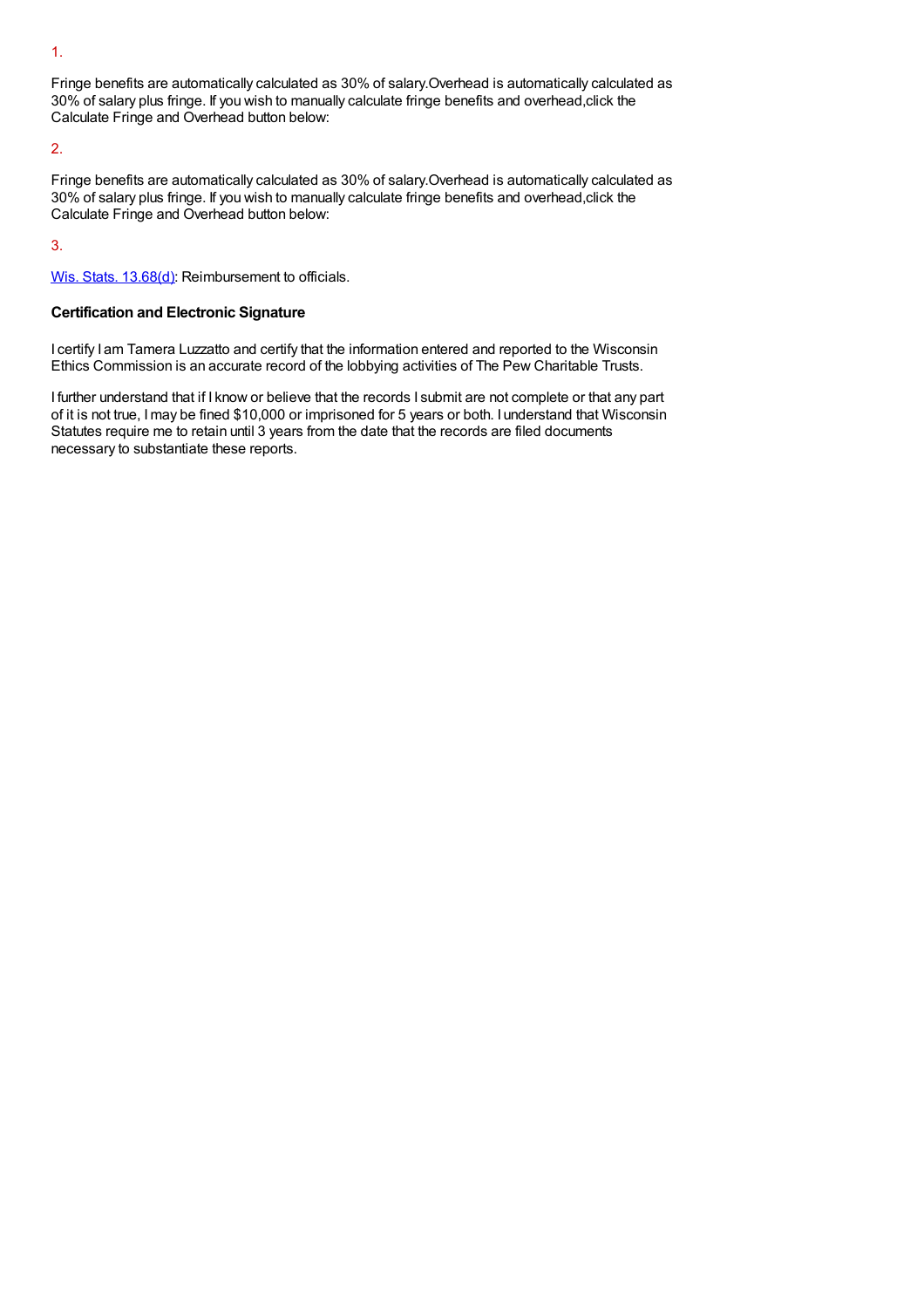1.

Fringe benefits are automatically calculated as 30% of salary.Overhead is automatically calculated as 30% of salary plus fringe. If you wish to manually calculate fringe benefits and overhead,click the Calculate Fringe and Overhead button below:

2.

Fringe benefits are automatically calculated as 30% of salary.Overhead is automatically calculated as 30% of salary plus fringe. If you wish to manually calculate fringe benefits and overhead,click the Calculate Fringe and Overhead button below:

3.

Wis. Stats. 13.68(d): Reimbursement to officials.

**Certification and Electronic Signature**

I certify I am Tamera Luzzatto and certify that the information entered and reported to the Wisconsin Ethics Commission is an accurate record of the lobbying activities of The Pew Charitable Trusts.

I further understand that if I know or believe that the records I submit are not complete or that any part of it is not true, I may be fined $10,000 or imprisoned for 5 years or both. I understand that Wisconsin Statutes require me to retain until 3 years from the date that the records are filed documents necessary to substantiate these reports.